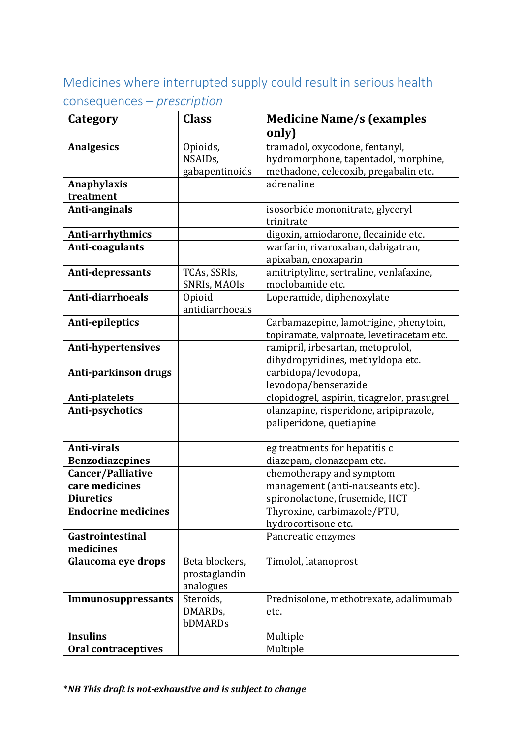## Medicines where interrupted supply could result in serious health consequences – *prescription*

| Category | Class | Medicine Name/s (examples only) |
|---|---|---|
| **Analgesics** | Opioids, NSAIDs, gabapentinoids | tramadol, oxycodone, fentanyl, hydromorphone, tapentadol, morphine, methadone, celecoxib, pregabalin etc. |
| **Anaphylaxis treatment** | | adrenaline |
| **Anti-anginals** | | isosorbide mononitrate, glyceryl trinitrate |
| **Anti-arrhythmics** | | digoxin, amiodarone, flecainide etc. |
| **Anti-coagulants** | | warfarin, rivaroxaban, dabigatran, apixaban, enoxaparin |
| **Anti-depressants** | TCAs, SSRIs, SNRIs, MAOIs | amitriptyline, sertraline, venlafaxine, moclobamide etc. |
| **Anti-diarrhoeals** | Opioid antidiarrhoeals | Loperamide, diphenoxylate |
| **Anti-epileptics** | | Carbamazepine, lamotrigine, phenytoin, topiramate, valproate, levetiracetam etc. |
| **Anti-hypertensives** | | ramipril, irbesartan, metoprolol, dihydropyridines, methyldopa etc. |
| **Anti-parkinson drugs** | | carbidopa/levodopa, levodopa/benserazide |
| **Anti-platelets** | | clopidogrel, aspirin, ticagrelor, prasugrel |
| **Anti-psychotics** | | olanzapine, risperidone, aripiprazole, paliperidone, quetiapine |
| **Anti-virals** | | eg treatments for hepatitis c |
| **Benzodiazepines** | | diazepam, clonazepam etc. |
| **Cancer/Palliative care medicines** | | chemotherapy and symptom management (anti-nauseants etc). |
| **Diuretics** | | spironolactone, frusemide, HCT |
| **Endocrine medicines** | | Thyroxine, carbimazole/PTU, hydrocortisone etc. |
| **Gastrointestinal medicines** | | Pancreatic enzymes |
| **Glaucoma eye drops** | Beta blockers, prostaglandin analogues | Timolol, latanoprost |
| **Immunosuppressants** | Steroids, DMARDs, bDMARDs | Prednisolone, methotrexate, adalimumab etc. |
| **Insulins** | | Multiple |
| **Oral contraceptives** | | Multiple |

*\*NB This draft is not-exhaustive and is subject to change*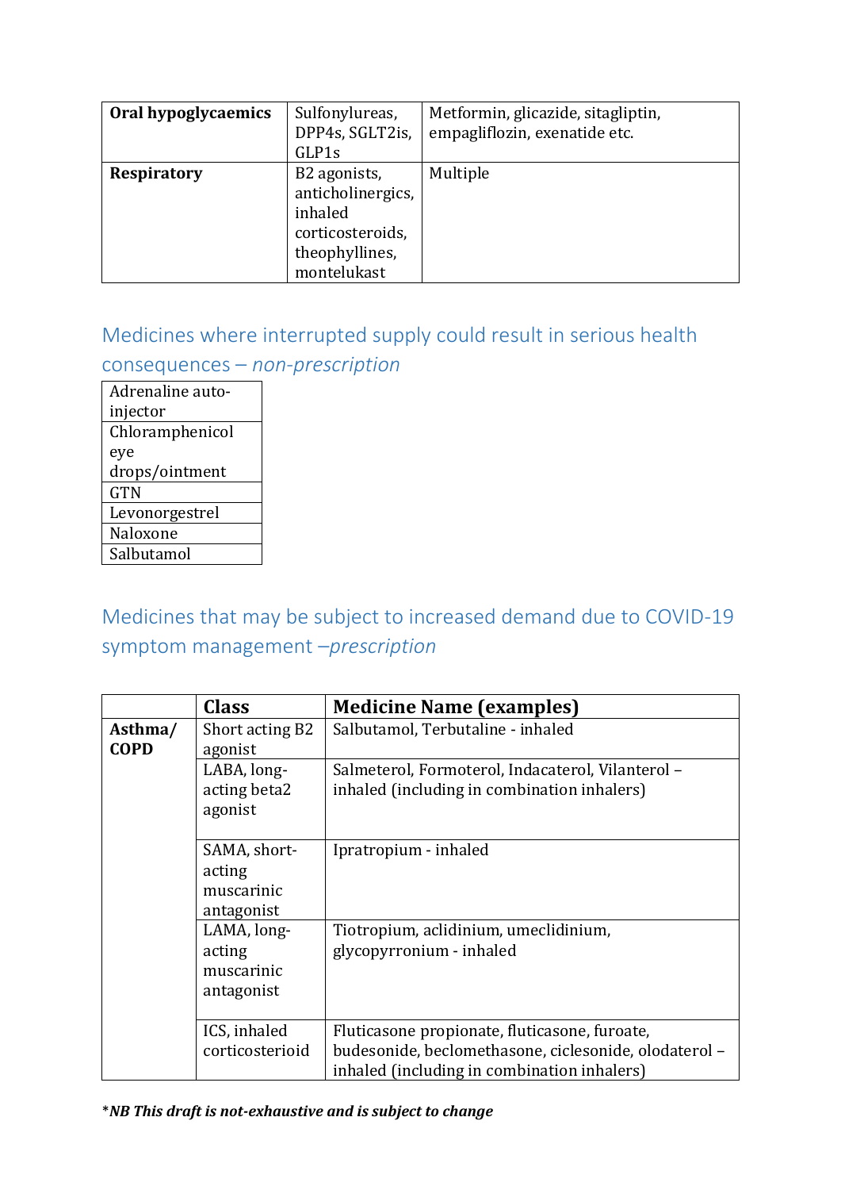| **Oral hypoglycaemics** | Sulfonylureas, DPP4s, SGLT2is, GLP1s | Metformin, glicazide, sitagliptin, empagliflozin, exenatide etc. |
|---|---|---|
| **Respiratory** | B2 agonists, anticholinergics, inhaled corticosteroids, theophyllines, montelukast | Multiple |

## Medicines where interrupted supply could result in serious health consequences – *non-prescription*

| Adrenaline auto-injector |
|---|
| Chloramphenicol eye drops/ointment |
| GTN |
| Levonorgestrel |
| Naloxone |
| Salbutamol |

## Medicines that may be subject to increased demand due to COVID-19 symptom management –*prescription*

| | **Class** | **Medicine Name (examples)** |
|---|---|---|
| **Asthma/ COPD** | Short acting B2 agonist | Salbutamol, Terbutaline - inhaled |
| | LABA, long-acting beta2 agonist | Salmeterol, Formoterol, Indacaterol, Vilanterol – inhaled (including in combination inhalers) |
| | SAMA, short-acting muscarinic antagonist | Ipratropium - inhaled |
| | LAMA, long-acting muscarinic antagonist | Tiotropium, aclidinium, umeclidinium, glycopyrronium - inhaled |
| | ICS, inhaled corticosterioid | Fluticasone propionate, fluticasone, furoate, budesonide, beclomethasone, ciclesonide, olodaterol – inhaled (including in combination inhalers) |

*\*NB This draft is not-exhaustive and is subject to change*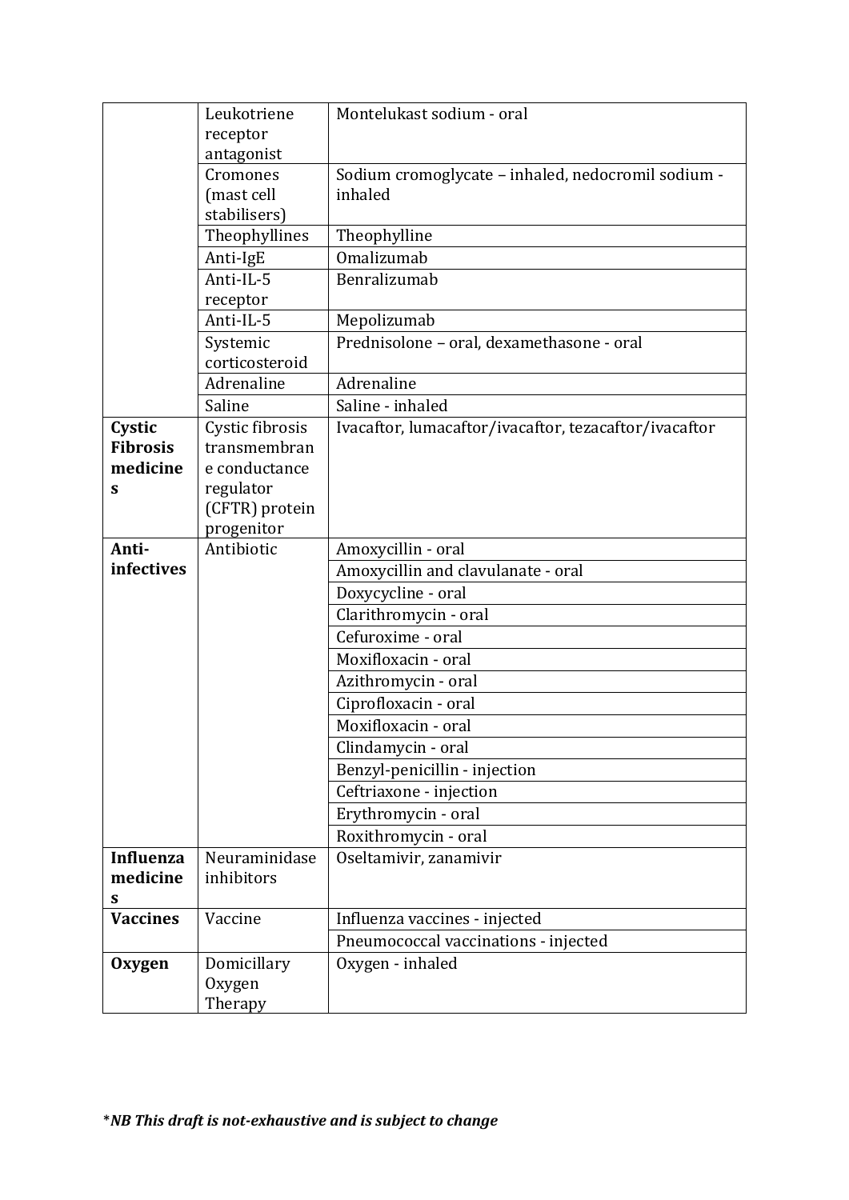| | | |
|---|---|---|
| | Leukotriene receptor antagonist | Montelukast sodium - oral |
| | Cromones (mast cell stabilisers) | Sodium cromoglycate – inhaled, nedocromil sodium - inhaled |
| | Theophyllines | Theophylline |
| | Anti-IgE | Omalizumab |
| | Anti-IL-5 receptor | Benralizumab |
| | Anti-IL-5 | Mepolizumab |
| | Systemic corticosteroid | Prednisolone – oral, dexamethasone - oral |
| | Adrenaline | Adrenaline |
| | Saline | Saline - inhaled |
| **Cystic Fibrosis medicines** | Cystic fibrosis transmembrane conductance regulator (CFTR) protein progenitor | Ivacaftor, lumacaftor/ivacaftor, tezacaftor/ivacaftor |
| **Anti-infectives** | Antibiotic | Amoxycillin - oral |
| | | Amoxycillin and clavulanate - oral |
| | | Doxycycline - oral |
| | | Clarithromycin - oral |
| | | Cefuroxime - oral |
| | | Moxifloxacin - oral |
| | | Azithromycin - oral |
| | | Ciprofloxacin - oral |
| | | Moxifloxacin - oral |
| | | Clindamycin - oral |
| | | Benzyl-penicillin - injection |
| | | Ceftriaxone - injection |
| | | Erythromycin - oral |
| | | Roxithromycin - oral |
| **Influenza medicines** | Neuraminidase inhibitors | Oseltamivir, zanamivir |
| **Vaccines** | Vaccine | Influenza vaccines - injected |
| | | Pneumococcal vaccinations - injected |
| **Oxygen** | Domicillary Oxygen Therapy | Oxygen - inhaled |

*_**NB This draft is not-exhaustive and is subject to change**_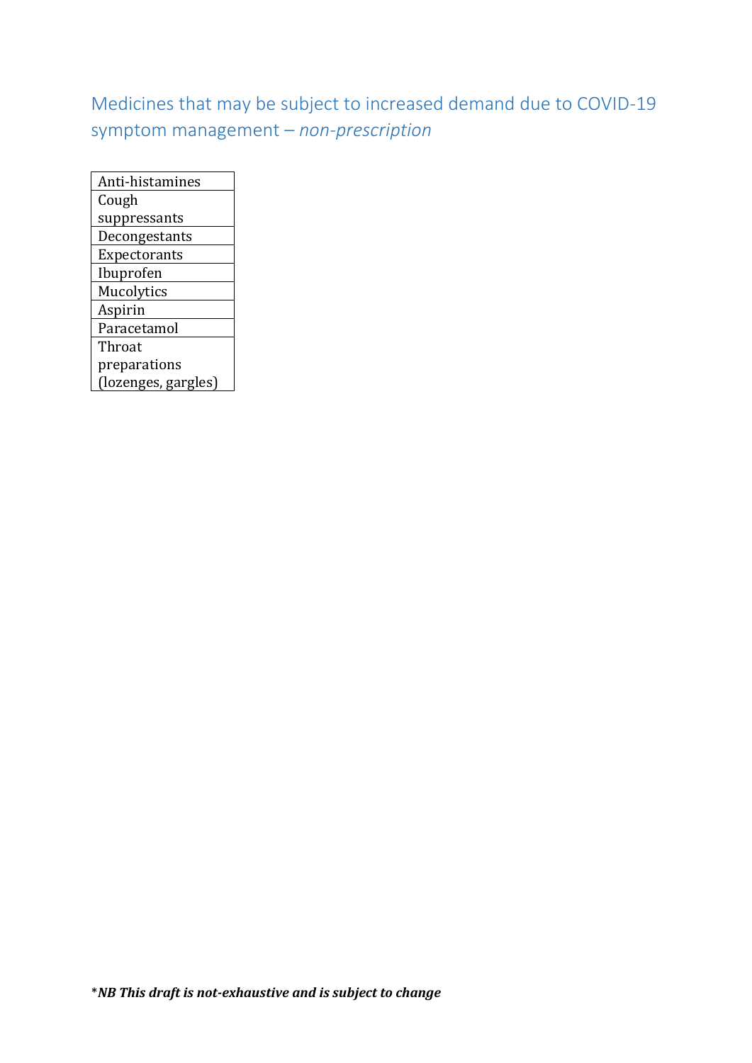## Medicines that may be subject to increased demand due to COVID-19 symptom management – *non-prescription*

| |
|---|
| Anti-histamines |
| Cough suppressants |
| Decongestants |
| Expectorants |
| Ibuprofen |
| Mucolytics |
| Aspirin |
| Paracetamol |
| Throat preparations (lozenges, gargles) |

***NB This draft is not-exhaustive and is subject to change***